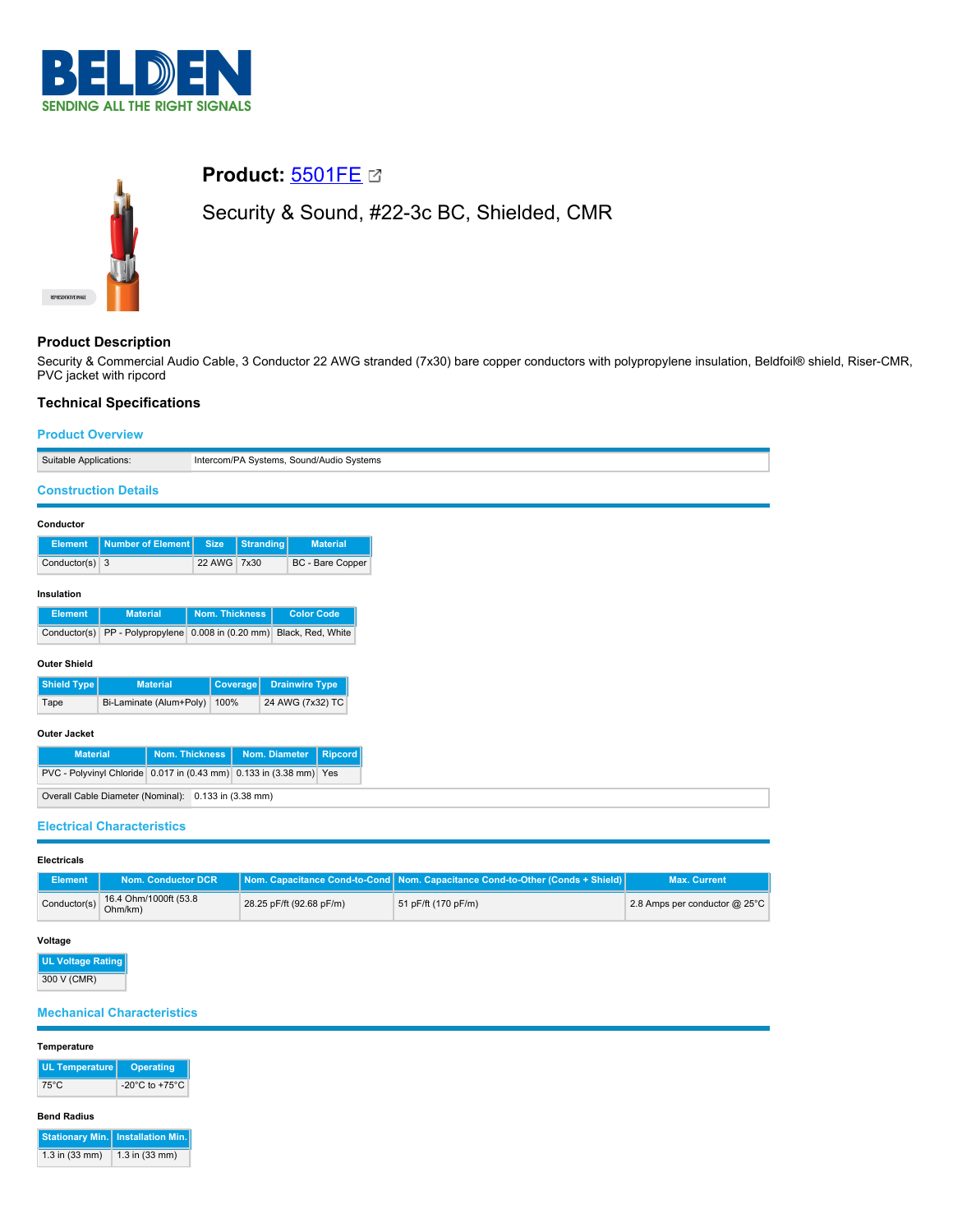# Product: 5501FE

Security & Sound, #22-3c BC, Shielded, CMR

## Product Description

Security & Commercial Audio Cable, 3 Conductor 22 AWG stranded (7x30) bare copper conductors with polypropylene insulation, Beldfoil® shield, Riser-CMR, PVC jacket with ripcord

## Technical Specifications

### Product Overview

| Suitable Applications: | Intercom/PA Systems, Sound/Audio Systems |
|---|---|

### Construction Details

**Conductor**

| Element | Number of Element | Size | Stranding | Material |
|---|---|---|---|---|
| Conductor(s) | 3 | 22 AWG | 7x30 | BC - Bare Copper |

**Insulation**

| Element | Material | Nom. Thickness | Color Code |
|---|---|---|---|
| Conductor(s) | PP - Polypropylene | 0.008 in (0.20 mm) | Black, Red, White |

**Outer Shield**

| Shield Type | Material | Coverage | Drainwire Type |
|---|---|---|---|
| Tape | Bi-Laminate (Alum+Poly) | 100% | 24 AWG (7x32) TC |

**Outer Jacket**

| Material | Nom. Thickness | Nom. Diameter | Ripcord |
|---|---|---|---|
| PVC - Polyvinyl Chloride | 0.017 in (0.43 mm) | 0.133 in (3.38 mm) | Yes |

| Overall Cable Diameter (Nominal): | 0.133 in (3.38 mm) |
|---|---|

### Electrical Characteristics

**Electricals**

| Element | Nom. Conductor DCR | Nom. Capacitance Cond-to-Cond | Nom. Capacitance Cond-to-Other (Conds + Shield) | Max. Current |
|---|---|---|---|---|
| Conductor(s) | 16.4 Ohm/1000ft (53.8 Ohm/km) | 28.25 pF/ft (92.68 pF/m) | 51 pF/ft (170 pF/m) | 2.8 Amps per conductor @ 25°C |

**Voltage**

| UL Voltage Rating |
|---|
| 300 V (CMR) |

### Mechanical Characteristics

**Temperature**

| UL Temperature | Operating |
|---|---|
| 75°C | -20°C to +75°C |

**Bend Radius**

| Stationary Min. | Installation Min. |
|---|---|
| 1.3 in (33 mm) | 1.3 in (33 mm) |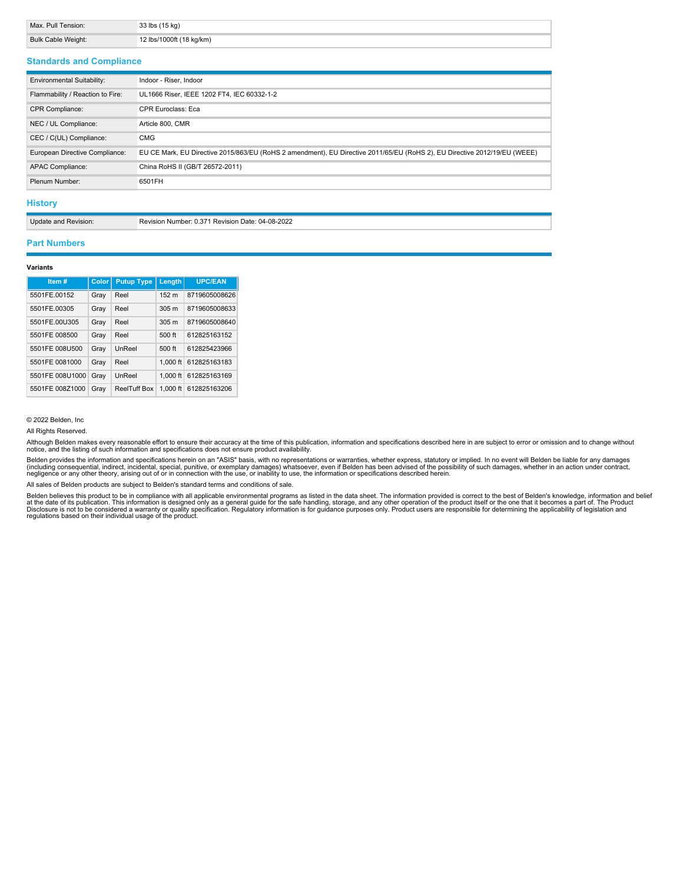| | |
|---|---|
| Max. Pull Tension: | 33 lbs (15 kg) |
| Bulk Cable Weight: | 12 lbs/1000ft (18 kg/km) |

## Standards and Compliance

| | |
|---|---|
| Environmental Suitability: | Indoor - Riser, Indoor |
| Flammability / Reaction to Fire: | UL1666 Riser, IEEE 1202 FT4, IEC 60332-1-2 |
| CPR Compliance: | CPR Euroclass: Eca |
| NEC / UL Compliance: | Article 800, CMR |
| CEC / C(UL) Compliance: | CMG |
| European Directive Compliance: | EU CE Mark, EU Directive 2015/863/EU (RoHS 2 amendment), EU Directive 2011/65/EU (RoHS 2), EU Directive 2012/19/EU (WEEE) |
| APAC Compliance: | China RoHS II (GB/T 26572-2011) |
| Plenum Number: | 6501FH |

## History

| | |
|---|---|
| Update and Revision: | Revision Number: 0.371 Revision Date: 04-08-2022 |

## Part Numbers

**Variants**

| Item # | Color | Putup Type | Length | UPC/EAN |
|---|---|---|---|---|
| 5501FE.00152 | Gray | Reel | 152 m | 8719605008626 |
| 5501FE.00305 | Gray | Reel | 305 m | 8719605008633 |
| 5501FE.00U305 | Gray | Reel | 305 m | 8719605008640 |
| 5501FE 008500 | Gray | Reel | 500 ft | 612825163152 |
| 5501FE 008U500 | Gray | UnReel | 500 ft | 612825423966 |
| 5501FE 0081000 | Gray | Reel | 1,000 ft | 612825163183 |
| 5501FE 008U1000 | Gray | UnReel | 1,000 ft | 612825163169 |
| 5501FE 008Z1000 | Gray | ReelTuff Box | 1,000 ft | 612825163206 |

© 2022 Belden, Inc

All Rights Reserved.

Although Belden makes every reasonable effort to ensure their accuracy at the time of this publication, information and specifications described here in are subject to error or omission and to change without notice, and the listing of such information and specifications does not ensure product availability.

Belden provides the information and specifications herein on an "ASIS" basis, with no representations or warranties, whether express, statutory or implied. In no event will Belden be liable for any damages (including consequential, indirect, incidental, special, punitive, or exemplary damages) whatsoever, even if Belden has been advised of the possibility of such damages, whether in an action under contract, negligence or any other theory, arising out of or in connection with the use, or inability to use, the information or specifications described herein.

All sales of Belden products are subject to Belden's standard terms and conditions of sale.

Belden believes this product to be in compliance with all applicable environmental programs as listed in the data sheet. The information provided is correct to the best of Belden's knowledge, information and belief at the date of its publication. This information is designed only as a general guide for the safe handling, storage, and any other operation of the product itself or the one that it becomes a part of. The Product Disclosure is not to be considered a warranty or quality specification. Regulatory information is for guidance purposes only. Product users are responsible for determining the applicability of legislation and regulations based on their individual usage of the product.